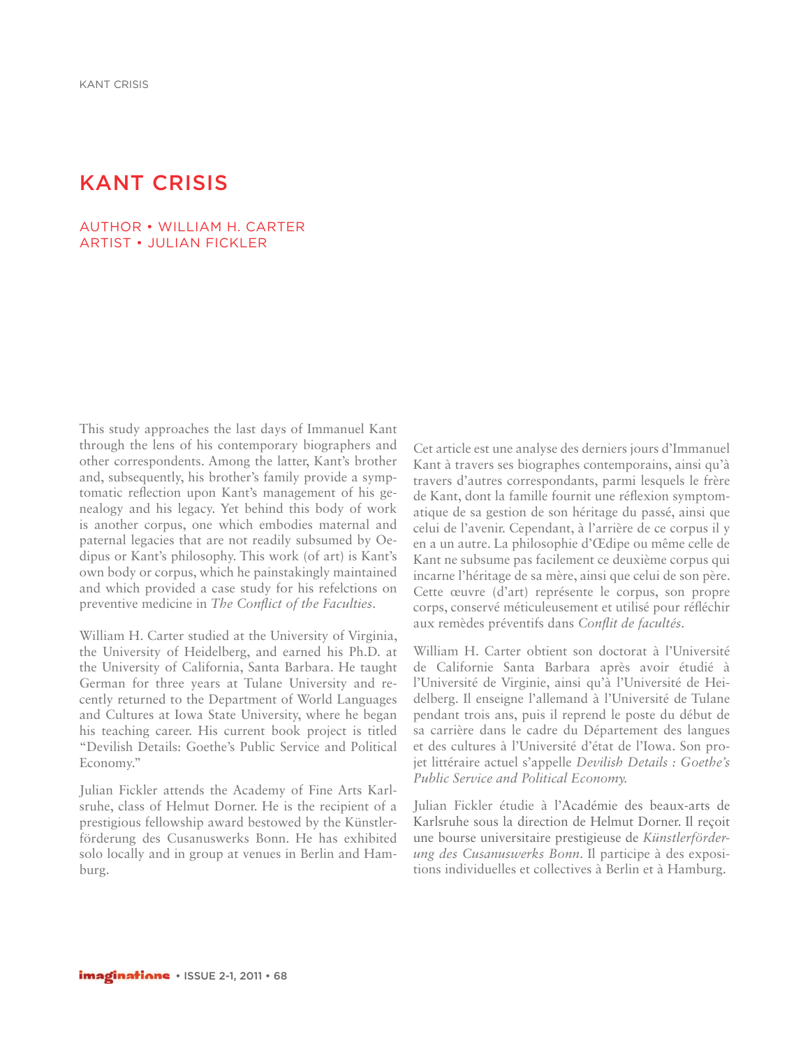# KANT CRISIS

AUTHOR • WILLIAM H. CARTER
ARTIST • JULIAN FICKLER

This study approaches the last days of Immanuel Kant through the lens of his contemporary biographers and other correspondents. Among the latter, Kant's brother and, subsequently, his brother's family provide a symptomatic reflection upon Kant's management of his genealogy and his legacy. Yet behind this body of work is another corpus, one which embodies maternal and paternal legacies that are not readily subsumed by Oedipus or Kant's philosophy. This work (of art) is Kant's own body or corpus, which he painstakingly maintained and which provided a case study for his refelctions on preventive medicine in *The Conflict of the Faculties*.

William H. Carter studied at the University of Virginia, the University of Heidelberg, and earned his Ph.D. at the University of California, Santa Barbara. He taught German for three years at Tulane University and recently returned to the Department of World Languages and Cultures at Iowa State University, where he began his teaching career. His current book project is titled "Devilish Details: Goethe's Public Service and Political Economy."

Julian Fickler attends the Academy of Fine Arts Karlsruhe, class of Helmut Dorner. He is the recipient of a prestigious fellowship award bestowed by the Künstlerförderung des Cusanuswerks Bonn. He has exhibited solo locally and in group at venues in Berlin and Hamburg.

Cet article est une analyse des derniers jours d'Immanuel Kant à travers ses biographes contemporains, ainsi qu'à travers d'autres correspondants, parmi lesquels le frère de Kant, dont la famille fournit une réflexion symptomatique de sa gestion de son héritage du passé, ainsi que celui de l'avenir. Cependant, à l'arrière de ce corpus il y en a un autre. La philosophie d'Œdipe ou même celle de Kant ne subsume pas facilement ce deuxième corpus qui incarne l'héritage de sa mère, ainsi que celui de son père. Cette œuvre (d'art) représente le corpus, son propre corps, conservé méticuleusement et utilisé pour réfléchir aux remèdes préventifs dans *Conflit de facultés*.

William H. Carter obtient son doctorat à l'Université de Californie Santa Barbara après avoir étudié à l'Université de Virginie, ainsi qu'à l'Université de Heidelberg. Il enseigne l'allemand à l'Université de Tulane pendant trois ans, puis il reprend le poste du début de sa carrière dans le cadre du Département des langues et des cultures à l'Université d'état de l'Iowa. Son projet littéraire actuel s'appelle *Devilish Details : Goethe's Public Service and Political Economy.*

Julian Fickler étudie à l'Académie des beaux-arts de Karlsruhe sous la direction de Helmut Dorner. Il reçoit une bourse universitaire prestigieuse de *Künstlerförderung des Cusanuswerks Bonn*. Il participe à des expositions individuelles et collectives à Berlin et à Hamburg.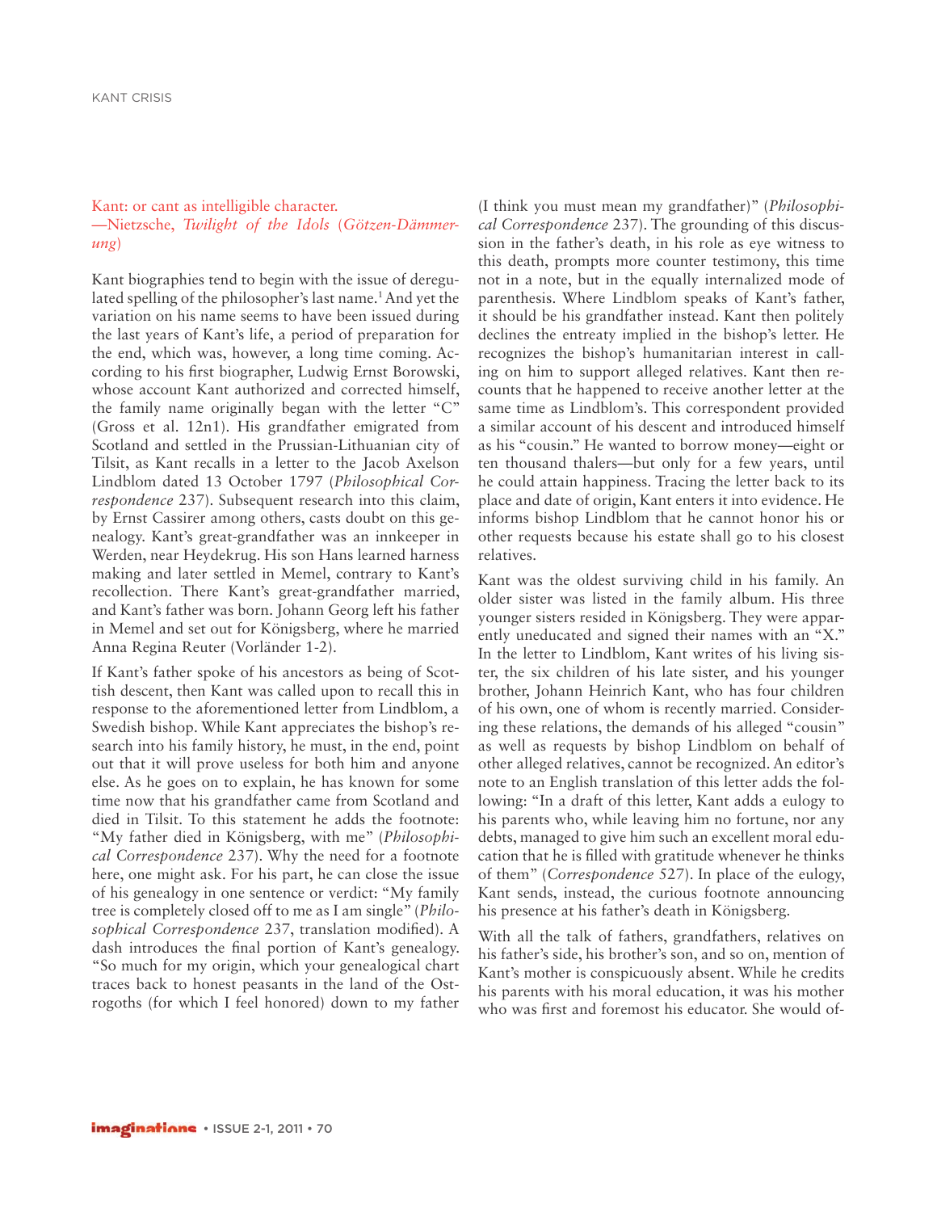Kant: or cant as intelligible character.
—Nietzsche, *Twilight of the Idols* (*Götzen-Dämmerung*)

Kant biographies tend to begin with the issue of deregulated spelling of the philosopher's last name.[1] And yet the variation on his name seems to have been issued during the last years of Kant's life, a period of preparation for the end, which was, however, a long time coming. According to his first biographer, Ludwig Ernst Borowski, whose account Kant authorized and corrected himself, the family name originally began with the letter "C" (Gross et al. 12n1). His grandfather emigrated from Scotland and settled in the Prussian-Lithuanian city of Tilsit, as Kant recalls in a letter to the Jacob Axelson Lindblom dated 13 October 1797 (*Philosophical Correspondence* 237). Subsequent research into this claim, by Ernst Cassirer among others, casts doubt on this genealogy. Kant's great-grandfather was an innkeeper in Werden, near Heydekrug. His son Hans learned harness making and later settled in Memel, contrary to Kant's recollection. There Kant's great-grandfather married, and Kant's father was born. Johann Georg left his father in Memel and set out for Königsberg, where he married Anna Regina Reuter (Vorländer 1-2).

If Kant's father spoke of his ancestors as being of Scottish descent, then Kant was called upon to recall this in response to the aforementioned letter from Lindblom, a Swedish bishop. While Kant appreciates the bishop's research into his family history, he must, in the end, point out that it will prove useless for both him and anyone else. As he goes on to explain, he has known for some time now that his grandfather came from Scotland and died in Tilsit. To this statement he adds the footnote: "My father died in Königsberg, with me" (*Philosophical Correspondence* 237). Why the need for a footnote here, one might ask. For his part, he can close the issue of his genealogy in one sentence or verdict: "My family tree is completely closed off to me as I am single" (*Philosophical Correspondence* 237, translation modified). A dash introduces the final portion of Kant's genealogy. "So much for my origin, which your genealogical chart traces back to honest peasants in the land of the Ostrogoths (for which I feel honored) down to my father (I think you must mean my grandfather)" (*Philosophical Correspondence* 237). The grounding of this discussion in the father's death, in his role as eye witness to this death, prompts more counter testimony, this time not in a note, but in the equally internalized mode of parenthesis. Where Lindblom speaks of Kant's father, it should be his grandfather instead. Kant then politely declines the entreaty implied in the bishop's letter. He recognizes the bishop's humanitarian interest in calling on him to support alleged relatives. Kant then recounts that he happened to receive another letter at the same time as Lindblom's. This correspondent provided a similar account of his descent and introduced himself as his "cousin." He wanted to borrow money—eight or ten thousand thalers—but only for a few years, until he could attain happiness. Tracing the letter back to its place and date of origin, Kant enters it into evidence. He informs bishop Lindblom that he cannot honor his or other requests because his estate shall go to his closest relatives.

Kant was the oldest surviving child in his family. An older sister was listed in the family album. His three younger sisters resided in Königsberg. They were apparently uneducated and signed their names with an "X." In the letter to Lindblom, Kant writes of his living sister, the six children of his late sister, and his younger brother, Johann Heinrich Kant, who has four children of his own, one of whom is recently married. Considering these relations, the demands of his alleged "cousin" as well as requests by bishop Lindblom on behalf of other alleged relatives, cannot be recognized. An editor's note to an English translation of this letter adds the following: "In a draft of this letter, Kant adds a eulogy to his parents who, while leaving him no fortune, nor any debts, managed to give him such an excellent moral education that he is filled with gratitude whenever he thinks of them" (*Correspondence* 527). In place of the eulogy, Kant sends, instead, the curious footnote announcing his presence at his father's death in Königsberg.

With all the talk of fathers, grandfathers, relatives on his father's side, his brother's son, and so on, mention of Kant's mother is conspicuously absent. While he credits his parents with his moral education, it was his mother who was first and foremost his educator. She would of-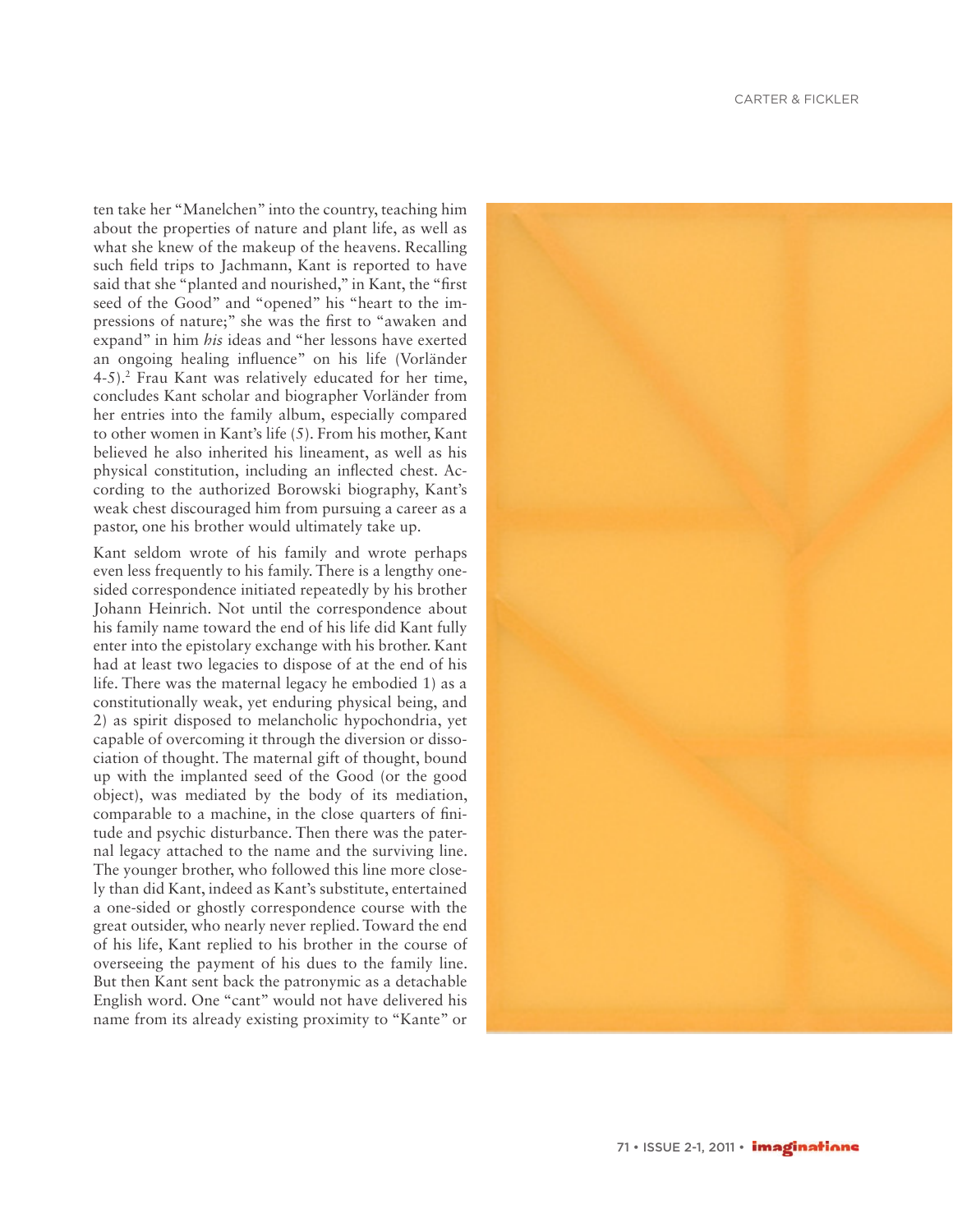ten take her "Manelchen" into the country, teaching him about the properties of nature and plant life, as well as what she knew of the makeup of the heavens. Recalling such field trips to Jachmann, Kant is reported to have said that she "planted and nourished," in Kant, the "first seed of the Good" and "opened" his "heart to the impressions of nature;" she was the first to "awaken and expand" in him *his* ideas and "her lessons have exerted an ongoing healing influence" on his life (Vorländer 4-5).[2] Frau Kant was relatively educated for her time, concludes Kant scholar and biographer Vorländer from her entries into the family album, especially compared to other women in Kant's life (5). From his mother, Kant believed he also inherited his lineament, as well as his physical constitution, including an inflected chest. According to the authorized Borowski biography, Kant's weak chest discouraged him from pursuing a career as a pastor, one his brother would ultimately take up.

Kant seldom wrote of his family and wrote perhaps even less frequently to his family. There is a lengthy one-sided correspondence initiated repeatedly by his brother Johann Heinrich. Not until the correspondence about his family name toward the end of his life did Kant fully enter into the epistolary exchange with his brother. Kant had at least two legacies to dispose of at the end of his life. There was the maternal legacy he embodied 1) as a constitutionally weak, yet enduring physical being, and 2) as spirit disposed to melancholic hypochondria, yet capable of overcoming it through the diversion or dissociation of thought. The maternal gift of thought, bound up with the implanted seed of the Good (or the good object), was mediated by the body of its mediation, comparable to a machine, in the close quarters of finitude and psychic disturbance. Then there was the paternal legacy attached to the name and the surviving line. The younger brother, who followed this line more closely than did Kant, indeed as Kant's substitute, entertained a one-sided or ghostly correspondence course with the great outsider, who nearly never replied. Toward the end of his life, Kant replied to his brother in the course of overseeing the payment of his dues to the family line. But then Kant sent back the patronymic as a detachable English word. One "cant" would not have delivered his name from its already existing proximity to "Kante" or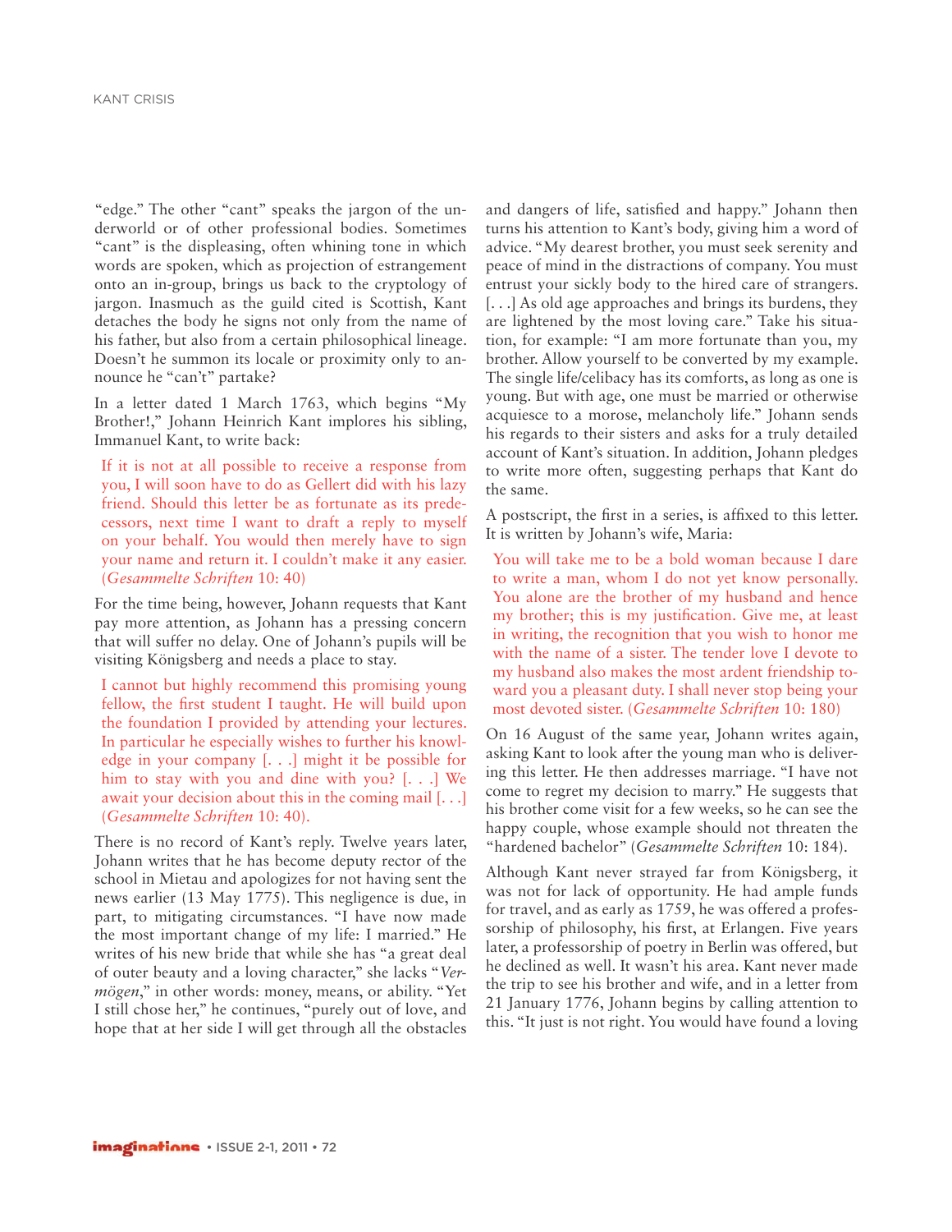"edge." The other "cant" speaks the jargon of the underworld or of other professional bodies. Sometimes "cant" is the displeasing, often whining tone in which words are spoken, which as projection of estrangement onto an in-group, brings us back to the cryptology of jargon. Inasmuch as the guild cited is Scottish, Kant detaches the body he signs not only from the name of his father, but also from a certain philosophical lineage. Doesn't he summon its locale or proximity only to announce he "can't" partake?

In a letter dated 1 March 1763, which begins "My Brother!," Johann Heinrich Kant implores his sibling, Immanuel Kant, to write back:

> If it is not at all possible to receive a response from you, I will soon have to do as Gellert did with his lazy friend. Should this letter be as fortunate as its predecessors, next time I want to draft a reply to myself on your behalf. You would then merely have to sign your name and return it. I couldn't make it any easier. (*Gesammelte Schriften* 10: 40)

For the time being, however, Johann requests that Kant pay more attention, as Johann has a pressing concern that will suffer no delay. One of Johann's pupils will be visiting Königsberg and needs a place to stay.

> I cannot but highly recommend this promising young fellow, the first student I taught. He will build upon the foundation I provided by attending your lectures. In particular he especially wishes to further his knowledge in your company [. . .] might it be possible for him to stay with you and dine with you? [. . .] We await your decision about this in the coming mail [. . .] (*Gesammelte Schriften* 10: 40).

There is no record of Kant's reply. Twelve years later, Johann writes that he has become deputy rector of the school in Mietau and apologizes for not having sent the news earlier (13 May 1775). This negligence is due, in part, to mitigating circumstances. "I have now made the most important change of my life: I married." He writes of his new bride that while she has "a great deal of outer beauty and a loving character," she lacks "*Vermögen*," in other words: money, means, or ability. "Yet I still chose her," he continues, "purely out of love, and hope that at her side I will get through all the obstacles and dangers of life, satisfied and happy." Johann then turns his attention to Kant's body, giving him a word of advice. "My dearest brother, you must seek serenity and peace of mind in the distractions of company. You must entrust your sickly body to the hired care of strangers. [. . .] As old age approaches and brings its burdens, they are lightened by the most loving care." Take his situation, for example: "I am more fortunate than you, my brother. Allow yourself to be converted by my example. The single life/celibacy has its comforts, as long as one is young. But with age, one must be married or otherwise acquiesce to a morose, melancholy life." Johann sends his regards to their sisters and asks for a truly detailed account of Kant's situation. In addition, Johann pledges to write more often, suggesting perhaps that Kant do the same.

A postscript, the first in a series, is affixed to this letter. It is written by Johann's wife, Maria:

> You will take me to be a bold woman because I dare to write a man, whom I do not yet know personally. You alone are the brother of my husband and hence my brother; this is my justification. Give me, at least in writing, the recognition that you wish to honor me with the name of a sister. The tender love I devote to my husband also makes the most ardent friendship toward you a pleasant duty. I shall never stop being your most devoted sister. (*Gesammelte Schriften* 10: 180)

On 16 August of the same year, Johann writes again, asking Kant to look after the young man who is delivering this letter. He then addresses marriage. "I have not come to regret my decision to marry." He suggests that his brother come visit for a few weeks, so he can see the happy couple, whose example should not threaten the "hardened bachelor" (*Gesammelte Schriften* 10: 184).

Although Kant never strayed far from Königsberg, it was not for lack of opportunity. He had ample funds for travel, and as early as 1759, he was offered a professorship of philosophy, his first, at Erlangen. Five years later, a professorship of poetry in Berlin was offered, but he declined as well. It wasn't his area. Kant never made the trip to see his brother and wife, and in a letter from 21 January 1776, Johann begins by calling attention to this. "It just is not right. You would have found a loving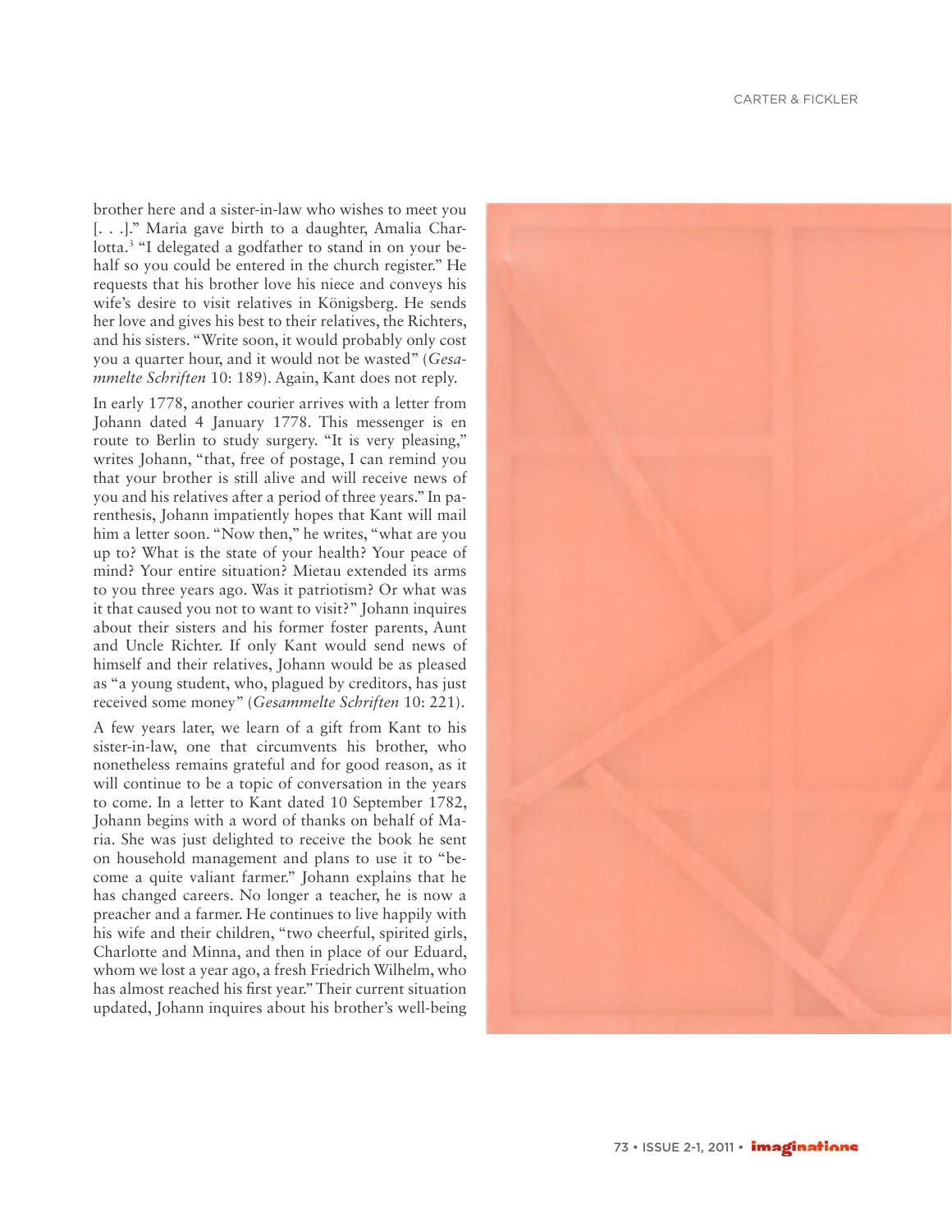brother here and a sister-in-law who wishes to meet you [. . .].” Maria gave birth to a daughter, Amalia Charlotta.[3] “I delegated a godfather to stand in on your behalf so you could be entered in the church register.” He requests that his brother love his niece and conveys his wife’s desire to visit relatives in Königsberg. He sends her love and gives his best to their relatives, the Richters, and his sisters. “Write soon, it would probably only cost you a quarter hour, and it would not be wasted” (*Gesammelte Schriften* 10: 189). Again, Kant does not reply.

In early 1778, another courier arrives with a letter from Johann dated 4 January 1778. This messenger is en route to Berlin to study surgery. “It is very pleasing,” writes Johann, “that, free of postage, I can remind you that your brother is still alive and will receive news of you and his relatives after a period of three years.” In parenthesis, Johann impatiently hopes that Kant will mail him a letter soon. “Now then,” he writes, “what are you up to? What is the state of your health? Your peace of mind? Your entire situation? Mietau extended its arms to you three years ago. Was it patriotism? Or what was it that caused you not to want to visit?” Johann inquires about their sisters and his former foster parents, Aunt and Uncle Richter. If only Kant would send news of himself and their relatives, Johann would be as pleased as “a young student, who, plagued by creditors, has just received some money” (*Gesammelte Schriften* 10: 221).

A few years later, we learn of a gift from Kant to his sister-in-law, one that circumvents his brother, who nonetheless remains grateful and for good reason, as it will continue to be a topic of conversation in the years to come. In a letter to Kant dated 10 September 1782, Johann begins with a word of thanks on behalf of Maria. She was just delighted to receive the book he sent on household management and plans to use it to “become a quite valiant farmer.” Johann explains that he has changed careers. No longer a teacher, he is now a preacher and a farmer. He continues to live happily with his wife and their children, “two cheerful, spirited girls, Charlotte and Minna, and then in place of our Eduard, whom we lost a year ago, a fresh Friedrich Wilhelm, who has almost reached his first year.” Their current situation updated, Johann inquires about his brother’s well-being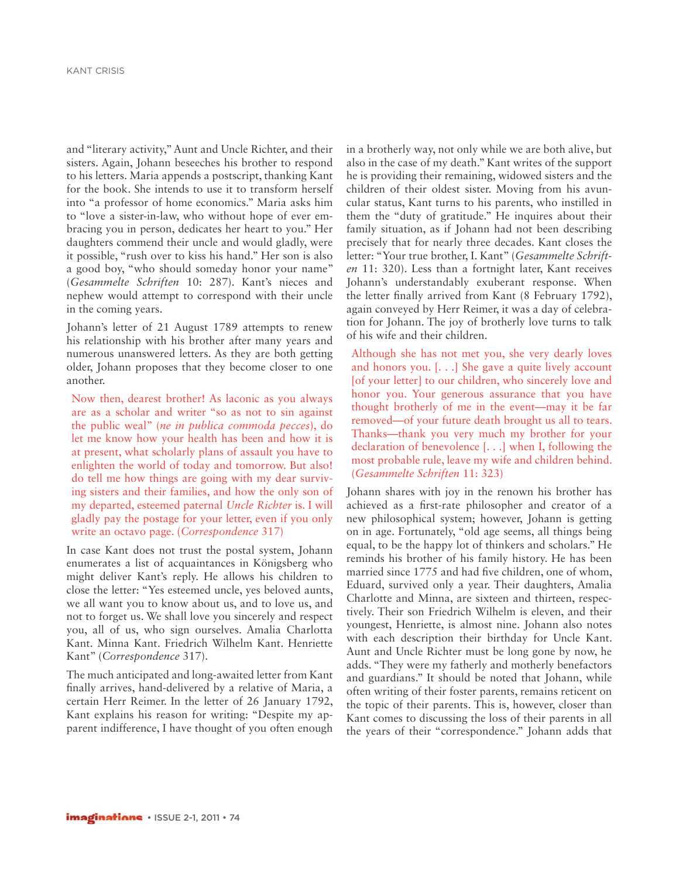and "literary activity," Aunt and Uncle Richter, and their sisters. Again, Johann beseeches his brother to respond to his letters. Maria appends a postscript, thanking Kant for the book. She intends to use it to transform herself into "a professor of home economics." Maria asks him to "love a sister-in-law, who without hope of ever embracing you in person, dedicates her heart to you." Her daughters commend their uncle and would gladly, were it possible, "rush over to kiss his hand." Her son is also a good boy, "who should someday honor your name" (*Gesammelte Schriften* 10: 287). Kant's nieces and nephew would attempt to correspond with their uncle in the coming years.

Johann's letter of 21 August 1789 attempts to renew his relationship with his brother after many years and numerous unanswered letters. As they are both getting older, Johann proposes that they become closer to one another.

> Now then, dearest brother! As laconic as you always are as a scholar and writer "so as not to sin against the public weal" (*ne in publica commoda pecces*), do let me know how your health has been and how it is at present, what scholarly plans of assault you have to enlighten the world of today and tomorrow. But also! do tell me how things are going with my dear surviving sisters and their families, and how the only son of my departed, esteemed paternal *Uncle Richter* is. I will gladly pay the postage for your letter, even if you only write an octavo page. (*Correspondence* 317)

In case Kant does not trust the postal system, Johann enumerates a list of acquaintances in Königsberg who might deliver Kant's reply. He allows his children to close the letter: "Yes esteemed uncle, yes beloved aunts, we all want you to know about us, and to love us, and not to forget us. We shall love you sincerely and respect you, all of us, who sign ourselves. Amalia Charlotta Kant. Minna Kant. Friedrich Wilhelm Kant. Henriette Kant" (*Correspondence* 317).

The much anticipated and long-awaited letter from Kant finally arrives, hand-delivered by a relative of Maria, a certain Herr Reimer. In the letter of 26 January 1792, Kant explains his reason for writing: "Despite my apparent indifference, I have thought of you often enough in a brotherly way, not only while we are both alive, but also in the case of my death." Kant writes of the support he is providing their remaining, widowed sisters and the children of their oldest sister. Moving from his avuncular status, Kant turns to his parents, who instilled in them the "duty of gratitude." He inquires about their family situation, as if Johann had not been describing precisely that for nearly three decades. Kant closes the letter: "Your true brother, I. Kant" (*Gesammelte Schriften* 11: 320). Less than a fortnight later, Kant receives Johann's understandably exuberant response. When the letter finally arrived from Kant (8 February 1792), again conveyed by Herr Reimer, it was a day of celebration for Johann. The joy of brotherly love turns to talk of his wife and their children.

> Although she has not met you, she very dearly loves and honors you. [. . .] She gave a quite lively account [of your letter] to our children, who sincerely love and honor you. Your generous assurance that you have thought brotherly of me in the event—may it be far removed—of your future death brought us all to tears. Thanks—thank you very much my brother for your declaration of benevolence [. . .] when I, following the most probable rule, leave my wife and children behind. (*Gesammelte Schriften* 11: 323)

Johann shares with joy in the renown his brother has achieved as a first-rate philosopher and creator of a new philosophical system; however, Johann is getting on in age. Fortunately, "old age seems, all things being equal, to be the happy lot of thinkers and scholars." He reminds his brother of his family history. He has been married since 1775 and had five children, one of whom, Eduard, survived only a year. Their daughters, Amalia Charlotte and Minna, are sixteen and thirteen, respectively. Their son Friedrich Wilhelm is eleven, and their youngest, Henriette, is almost nine. Johann also notes with each description their birthday for Uncle Kant. Aunt and Uncle Richter must be long gone by now, he adds. "They were my fatherly and motherly benefactors and guardians." It should be noted that Johann, while often writing of their foster parents, remains reticent on the topic of their parents. This is, however, closer than Kant comes to discussing the loss of their parents in all the years of their "correspondence." Johann adds that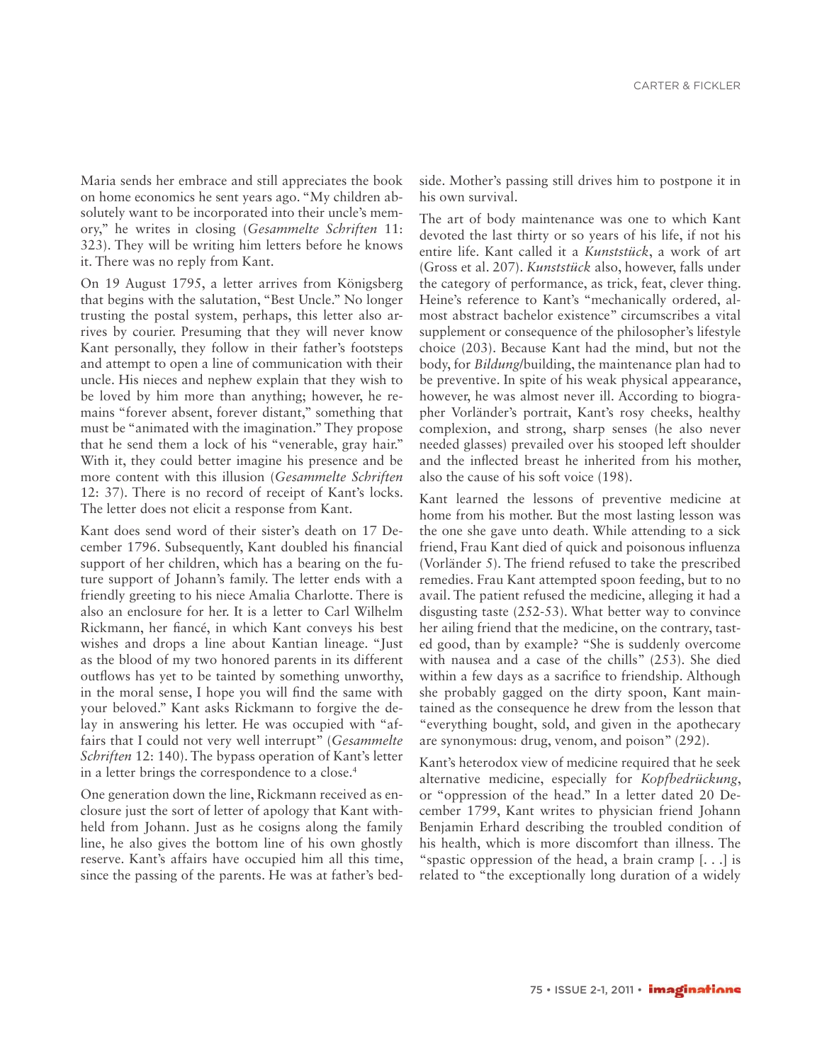Maria sends her embrace and still appreciates the book on home economics he sent years ago. "My children absolutely want to be incorporated into their uncle's memory," he writes in closing (*Gesammelte Schriften* 11: 323). They will be writing him letters before he knows it. There was no reply from Kant.

On 19 August 1795, a letter arrives from Königsberg that begins with the salutation, "Best Uncle." No longer trusting the postal system, perhaps, this letter also arrives by courier. Presuming that they will never know Kant personally, they follow in their father's footsteps and attempt to open a line of communication with their uncle. His nieces and nephew explain that they wish to be loved by him more than anything; however, he remains "forever absent, forever distant," something that must be "animated with the imagination." They propose that he send them a lock of his "venerable, gray hair." With it, they could better imagine his presence and be more content with this illusion (*Gesammelte Schriften* 12: 37). There is no record of receipt of Kant's locks. The letter does not elicit a response from Kant.

Kant does send word of their sister's death on 17 December 1796. Subsequently, Kant doubled his financial support of her children, which has a bearing on the future support of Johann's family. The letter ends with a friendly greeting to his niece Amalia Charlotte. There is also an enclosure for her. It is a letter to Carl Wilhelm Rickmann, her fiancé, in which Kant conveys his best wishes and drops a line about Kantian lineage. "Just as the blood of my two honored parents in its different outflows has yet to be tainted by something unworthy, in the moral sense, I hope you will find the same with your beloved." Kant asks Rickmann to forgive the delay in answering his letter. He was occupied with "affairs that I could not very well interrupt" (*Gesammelte Schriften* 12: 140). The bypass operation of Kant's letter in a letter brings the correspondence to a close.[4]

One generation down the line, Rickmann received as enclosure just the sort of letter of apology that Kant withheld from Johann. Just as he cosigns along the family line, he also gives the bottom line of his own ghostly reserve. Kant's affairs have occupied him all this time, since the passing of the parents. He was at father's bedside. Mother's passing still drives him to postpone it in his own survival.

The art of body maintenance was one to which Kant devoted the last thirty or so years of his life, if not his entire life. Kant called it a *Kunststück*, a work of art (Gross et al. 207). *Kunststück* also, however, falls under the category of performance, as trick, feat, clever thing. Heine's reference to Kant's "mechanically ordered, almost abstract bachelor existence" circumscribes a vital supplement or consequence of the philosopher's lifestyle choice (203). Because Kant had the mind, but not the body, for *Bildung*/building, the maintenance plan had to be preventive. In spite of his weak physical appearance, however, he was almost never ill. According to biographer Vorländer's portrait, Kant's rosy cheeks, healthy complexion, and strong, sharp senses (he also never needed glasses) prevailed over his stooped left shoulder and the inflected breast he inherited from his mother, also the cause of his soft voice (198).

Kant learned the lessons of preventive medicine at home from his mother. But the most lasting lesson was the one she gave unto death. While attending to a sick friend, Frau Kant died of quick and poisonous influenza (Vorländer 5). The friend refused to take the prescribed remedies. Frau Kant attempted spoon feeding, but to no avail. The patient refused the medicine, alleging it had a disgusting taste (252-53). What better way to convince her ailing friend that the medicine, on the contrary, tasted good, than by example? "She is suddenly overcome with nausea and a case of the chills" (253). She died within a few days as a sacrifice to friendship. Although she probably gagged on the dirty spoon, Kant maintained as the consequence he drew from the lesson that "everything bought, sold, and given in the apothecary are synonymous: drug, venom, and poison" (292).

Kant's heterodox view of medicine required that he seek alternative medicine, especially for *Kopfbedrückung*, or "oppression of the head." In a letter dated 20 December 1799, Kant writes to physician friend Johann Benjamin Erhard describing the troubled condition of his health, which is more discomfort than illness. The "spastic oppression of the head, a brain cramp [. . .] is related to "the exceptionally long duration of a widely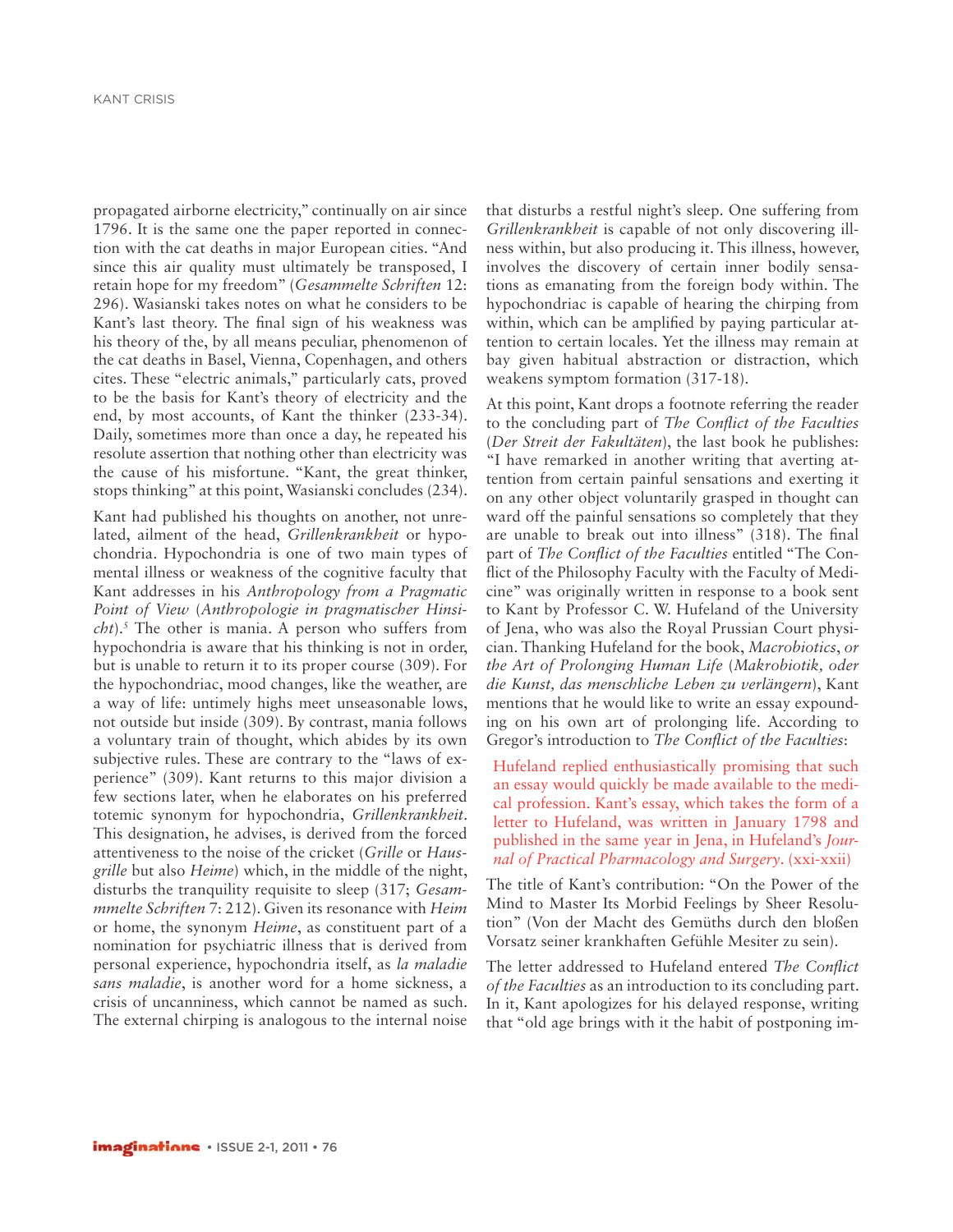propagated airborne electricity," continually on air since 1796. It is the same one the paper reported in connection with the cat deaths in major European cities. "And since this air quality must ultimately be transposed, I retain hope for my freedom" (*Gesammelte Schriften* 12: 296). Wasianski takes notes on what he considers to be Kant's last theory. The final sign of his weakness was his theory of the, by all means peculiar, phenomenon of the cat deaths in Basel, Vienna, Copenhagen, and others cites. These "electric animals," particularly cats, proved to be the basis for Kant's theory of electricity and the end, by most accounts, of Kant the thinker (233-34). Daily, sometimes more than once a day, he repeated his resolute assertion that nothing other than electricity was the cause of his misfortune. "Kant, the great thinker, stops thinking" at this point, Wasianski concludes (234).

Kant had published his thoughts on another, not unrelated, ailment of the head, *Grillenkrankheit* or hypochondria. Hypochondria is one of two main types of mental illness or weakness of the cognitive faculty that Kant addresses in his *Anthropology from a Pragmatic Point of View* (*Anthropologie in pragmatischer Hinsicht*).[5] The other is mania. A person who suffers from hypochondria is aware that his thinking is not in order, but is unable to return it to its proper course (309). For the hypochondriac, mood changes, like the weather, are a way of life: untimely highs meet unseasonable lows, not outside but inside (309). By contrast, mania follows a voluntary train of thought, which abides by its own subjective rules. These are contrary to the "laws of experience" (309). Kant returns to this major division a few sections later, when he elaborates on his preferred totemic synonym for hypochondria, *Grillenkrankheit*. This designation, he advises, is derived from the forced attentiveness to the noise of the cricket (*Grille* or *Hausgrille* but also *Heime*) which, in the middle of the night, disturbs the tranquility requisite to sleep (317; *Gesammelte Schriften* 7: 212). Given its resonance with *Heim* or home, the synonym *Heime*, as constituent part of a nomination for psychiatric illness that is derived from personal experience, hypochondria itself, as *la maladie sans maladie*, is another word for a home sickness, a crisis of uncanniness, which cannot be named as such. The external chirping is analogous to the internal noise that disturbs a restful night's sleep. One suffering from *Grillenkrankheit* is capable of not only discovering illness within, but also producing it. This illness, however, involves the discovery of certain inner bodily sensations as emanating from the foreign body within. The hypochondriac is capable of hearing the chirping from within, which can be amplified by paying particular attention to certain locales. Yet the illness may remain at bay given habitual abstraction or distraction, which weakens symptom formation (317-18).

At this point, Kant drops a footnote referring the reader to the concluding part of *The Conflict of the Faculties* (*Der Streit der Fakultäten*), the last book he publishes: "I have remarked in another writing that averting attention from certain painful sensations and exerting it on any other object voluntarily grasped in thought can ward off the painful sensations so completely that they are unable to break out into illness" (318). The final part of *The Conflict of the Faculties* entitled "The Conflict of the Philosophy Faculty with the Faculty of Medicine" was originally written in response to a book sent to Kant by Professor C. W. Hufeland of the University of Jena, who was also the Royal Prussian Court physician. Thanking Hufeland for the book, *Macrobiotics*, *or the Art of Prolonging Human Life* (*Makrobiotik, oder die Kunst, das menschliche Leben zu verlängern*), Kant mentions that he would like to write an essay expounding on his own art of prolonging life. According to Gregor's introduction to *The Conflict of the Faculties*:

> Hufeland replied enthusiastically promising that such an essay would quickly be made available to the medical profession. Kant's essay, which takes the form of a letter to Hufeland, was written in January 1798 and published in the same year in Jena, in Hufeland's *Journal of Practical Pharmacology and Surgery*. (xxi-xxii)

The title of Kant's contribution: "On the Power of the Mind to Master Its Morbid Feelings by Sheer Resolution" (Von der Macht des Gemüths durch den bloßen Vorsatz seiner krankhaften Gefühle Mesiter zu sein).

The letter addressed to Hufeland entered *The Conflict of the Faculties* as an introduction to its concluding part. In it, Kant apologizes for his delayed response, writing that "old age brings with it the habit of postponing im-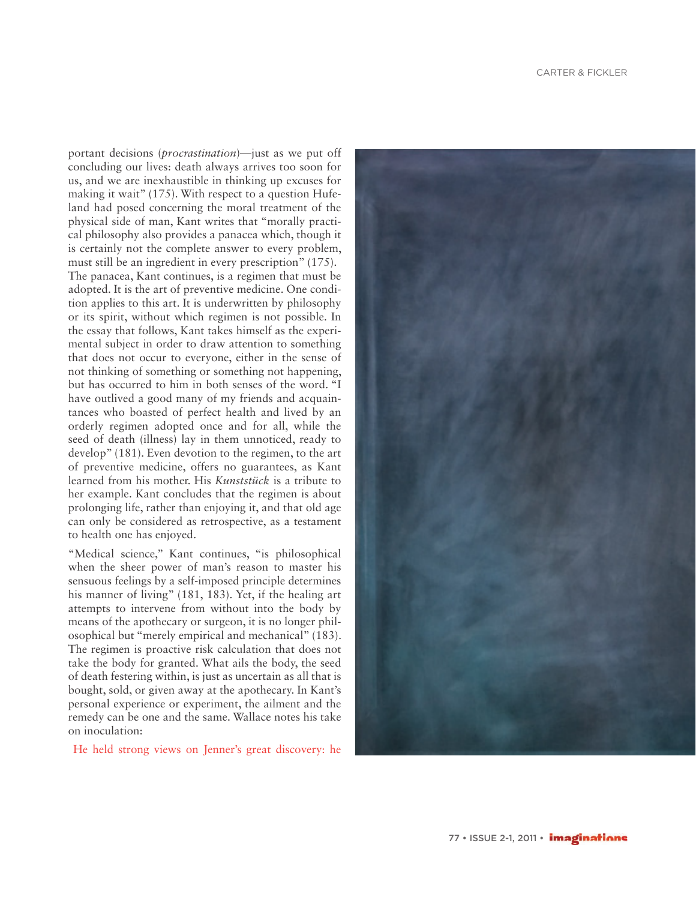portant decisions (*procrastination*)—just as we put off concluding our lives: death always arrives too soon for us, and we are inexhaustible in thinking up excuses for making it wait" (175). With respect to a question Hufeland had posed concerning the moral treatment of the physical side of man, Kant writes that "morally practical philosophy also provides a panacea which, though it is certainly not the complete answer to every problem, must still be an ingredient in every prescription" (175). The panacea, Kant continues, is a regimen that must be adopted. It is the art of preventive medicine. One condition applies to this art. It is underwritten by philosophy or its spirit, without which regimen is not possible. In the essay that follows, Kant takes himself as the experimental subject in order to draw attention to something that does not occur to everyone, either in the sense of not thinking of something or something not happening, but has occurred to him in both senses of the word. "I have outlived a good many of my friends and acquaintances who boasted of perfect health and lived by an orderly regimen adopted once and for all, while the seed of death (illness) lay in them unnoticed, ready to develop" (181). Even devotion to the regimen, to the art of preventive medicine, offers no guarantees, as Kant learned from his mother. His *Kunststück* is a tribute to her example. Kant concludes that the regimen is about prolonging life, rather than enjoying it, and that old age can only be considered as retrospective, as a testament to health one has enjoyed.

"Medical science," Kant continues, "is philosophical when the sheer power of man's reason to master his sensuous feelings by a self-imposed principle determines his manner of living" (181, 183). Yet, if the healing art attempts to intervene from without into the body by means of the apothecary or surgeon, it is no longer philosophical but "merely empirical and mechanical" (183). The regimen is proactive risk calculation that does not take the body for granted. What ails the body, the seed of death festering within, is just as uncertain as all that is bought, sold, or given away at the apothecary. In Kant's personal experience or experiment, the ailment and the remedy can be one and the same. Wallace notes his take on inoculation:

> He held strong views on Jenner's great discovery: he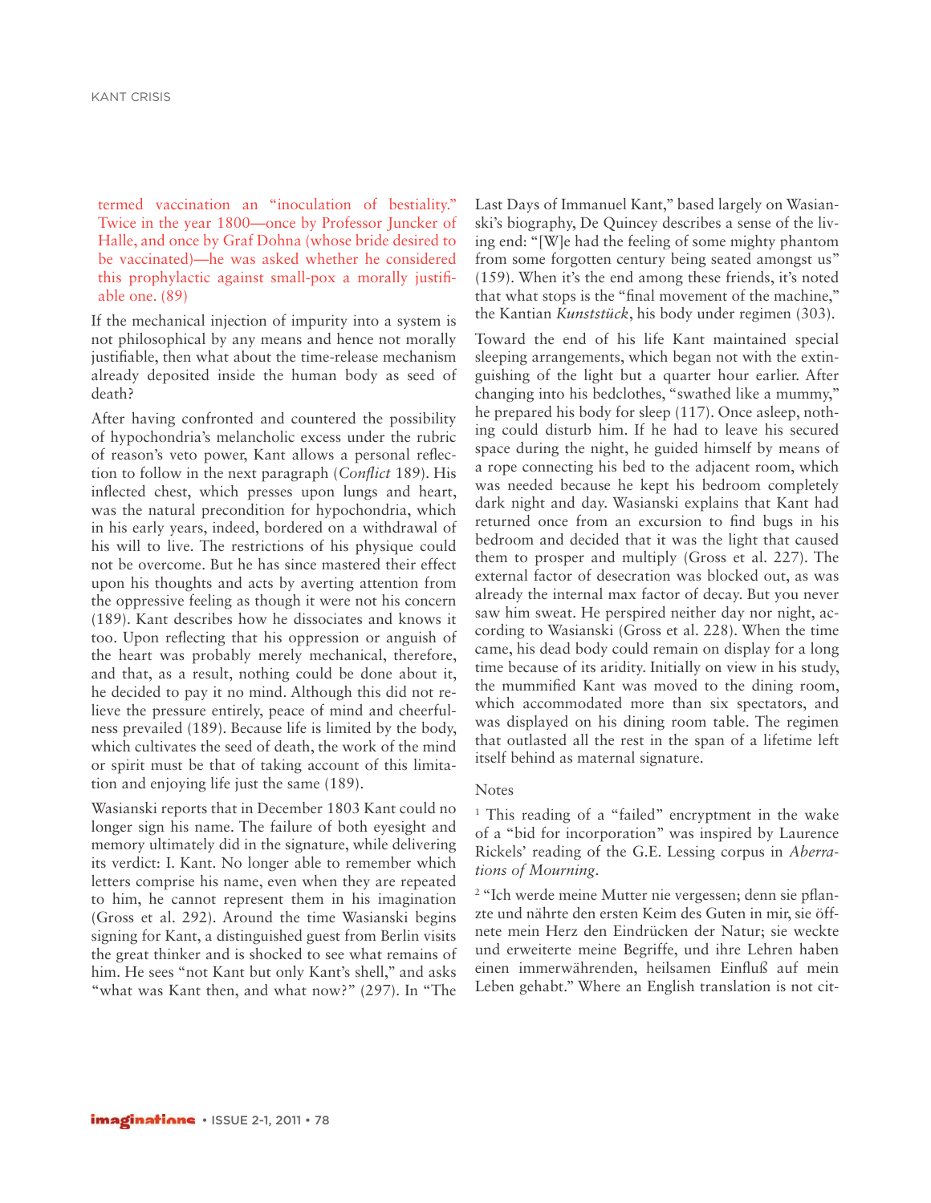termed vaccination an "inoculation of bestiality." Twice in the year 1800—once by Professor Juncker of Halle, and once by Graf Dohna (whose bride desired to be vaccinated)—he was asked whether he considered this prophylactic against small-pox a morally justifiable one. (89)

If the mechanical injection of impurity into a system is not philosophical by any means and hence not morally justifiable, then what about the time-release mechanism already deposited inside the human body as seed of death?

After having confronted and countered the possibility of hypochondria's melancholic excess under the rubric of reason's veto power, Kant allows a personal reflection to follow in the next paragraph (*Conflict* 189). His inflected chest, which presses upon lungs and heart, was the natural precondition for hypochondria, which in his early years, indeed, bordered on a withdrawal of his will to live. The restrictions of his physique could not be overcome. But he has since mastered their effect upon his thoughts and acts by averting attention from the oppressive feeling as though it were not his concern (189). Kant describes how he dissociates and knows it too. Upon reflecting that his oppression or anguish of the heart was probably merely mechanical, therefore, and that, as a result, nothing could be done about it, he decided to pay it no mind. Although this did not relieve the pressure entirely, peace of mind and cheerfulness prevailed (189). Because life is limited by the body, which cultivates the seed of death, the work of the mind or spirit must be that of taking account of this limitation and enjoying life just the same (189).

Wasianski reports that in December 1803 Kant could no longer sign his name. The failure of both eyesight and memory ultimately did in the signature, while delivering its verdict: I. Kant. No longer able to remember which letters comprise his name, even when they are repeated to him, he cannot represent them in his imagination (Gross et al. 292). Around the time Wasianski begins signing for Kant, a distinguished guest from Berlin visits the great thinker and is shocked to see what remains of him. He sees "not Kant but only Kant's shell," and asks "what was Kant then, and what now?" (297). In "The Last Days of Immanuel Kant," based largely on Wasianski's biography, De Quincey describes a sense of the living end: "[W]e had the feeling of some mighty phantom from some forgotten century being seated amongst us" (159). When it's the end among these friends, it's noted that what stops is the "final movement of the machine," the Kantian *Kunststück*, his body under regimen (303).

Toward the end of his life Kant maintained special sleeping arrangements, which began not with the extinguishing of the light but a quarter hour earlier. After changing into his bedclothes, "swathed like a mummy," he prepared his body for sleep (117). Once asleep, nothing could disturb him. If he had to leave his secured space during the night, he guided himself by means of a rope connecting his bed to the adjacent room, which was needed because he kept his bedroom completely dark night and day. Wasianski explains that Kant had returned once from an excursion to find bugs in his bedroom and decided that it was the light that caused them to prosper and multiply (Gross et al. 227). The external factor of desecration was blocked out, as was already the internal max factor of decay. But you never saw him sweat. He perspired neither day nor night, according to Wasianski (Gross et al. 228). When the time came, his dead body could remain on display for a long time because of its aridity. Initially on view in his study, the mummified Kant was moved to the dining room, which accommodated more than six spectators, and was displayed on his dining room table. The regimen that outlasted all the rest in the span of a lifetime left itself behind as maternal signature.

## Notes

[1] This reading of a "failed" encryptment in the wake of a "bid for incorporation" was inspired by Laurence Rickels' reading of the G.E. Lessing corpus in *Aberrations of Mourning*.

[2] "Ich werde meine Mutter nie vergessen; denn sie pflanzte und nährte den ersten Keim des Guten in mir, sie öffnete mein Herz den Eindrücken der Natur; sie weckte und erweiterte meine Begriffe, und ihre Lehren haben einen immerwährenden, heilsamen Einfluß auf mein Leben gehabt." Where an English translation is not cit-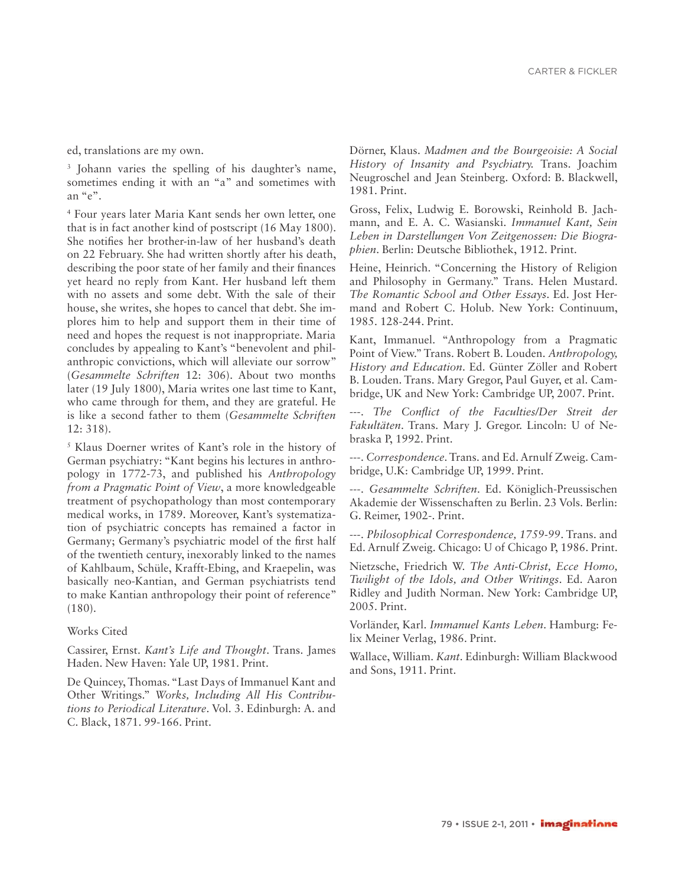ed, translations are my own.

[3] Johann varies the spelling of his daughter's name, sometimes ending it with an "a" and sometimes with an "e".

[4] Four years later Maria Kant sends her own letter, one that is in fact another kind of postscript (16 May 1800). She notifies her brother-in-law of her husband's death on 22 February. She had written shortly after his death, describing the poor state of her family and their finances yet heard no reply from Kant. Her husband left them with no assets and some debt. With the sale of their house, she writes, she hopes to cancel that debt. She implores him to help and support them in their time of need and hopes the request is not inappropriate. Maria concludes by appealing to Kant's "benevolent and philanthropic convictions, which will alleviate our sorrow" (*Gesammelte Schriften* 12: 306). About two months later (19 July 1800), Maria writes one last time to Kant, who came through for them, and they are grateful. He is like a second father to them (*Gesammelte Schriften* 12: 318).

[5] Klaus Doerner writes of Kant's role in the history of German psychiatry: "Kant begins his lectures in anthropology in 1772-73, and published his *Anthropology from a Pragmatic Point of View*, a more knowledgeable treatment of psychopathology than most contemporary medical works, in 1789. Moreover, Kant's systematization of psychiatric concepts has remained a factor in Germany; Germany's psychiatric model of the first half of the twentieth century, inexorably linked to the names of Kahlbaum, Schüle, Krafft-Ebing, and Kraepelin, was basically neo-Kantian, and German psychiatrists tend to make Kantian anthropology their point of reference" (180).

## Works Cited

Cassirer, Ernst. *Kant's Life and Thought*. Trans. James Haden. New Haven: Yale UP, 1981. Print.

De Quincey, Thomas. "Last Days of Immanuel Kant and Other Writings." *Works, Including All His Contributions to Periodical Literature*. Vol. 3. Edinburgh: A. and C. Black, 1871. 99-166. Print.

Dörner, Klaus. *Madmen and the Bourgeoisie: A Social History of Insanity and Psychiatry.* Trans. Joachim Neugroschel and Jean Steinberg. Oxford: B. Blackwell, 1981. Print.

Gross, Felix, Ludwig E. Borowski, Reinhold B. Jachmann, and E. A. C. Wasianski. *Immanuel Kant, Sein Leben in Darstellungen Von Zeitgenossen: Die Biographien*. Berlin: Deutsche Bibliothek, 1912. Print.

Heine, Heinrich. "Concerning the History of Religion and Philosophy in Germany." Trans. Helen Mustard. *The Romantic School and Other Essays*. Ed. Jost Hermand and Robert C. Holub. New York: Continuum, 1985. 128-244. Print.

Kant, Immanuel. "Anthropology from a Pragmatic Point of View." Trans. Robert B. Louden. *Anthropology, History and Education*. Ed. Günter Zöller and Robert B. Louden. Trans. Mary Gregor, Paul Guyer, et al. Cambridge, UK and New York: Cambridge UP, 2007. Print.

---. *The Conflict of the Faculties/Der Streit der Fakultäten*. Trans. Mary J. Gregor. Lincoln: U of Nebraska P, 1992. Print.

---. *Correspondence*. Trans. and Ed. Arnulf Zweig. Cambridge, U.K: Cambridge UP, 1999. Print.

---. *Gesammelte Schriften*. Ed. Königlich-Preussischen Akademie der Wissenschaften zu Berlin. 23 Vols. Berlin: G. Reimer, 1902-. Print.

---. *Philosophical Correspondence, 1759-99*. Trans. and Ed. Arnulf Zweig. Chicago: U of Chicago P, 1986. Print.

Nietzsche, Friedrich W. *The Anti-Christ, Ecce Homo, Twilight of the Idols, and Other Writings*. Ed. Aaron Ridley and Judith Norman. New York: Cambridge UP, 2005. Print.

Vorländer, Karl. *Immanuel Kants Leben*. Hamburg: Felix Meiner Verlag, 1986. Print.

Wallace, William. *Kant*. Edinburgh: William Blackwood and Sons, 1911. Print.